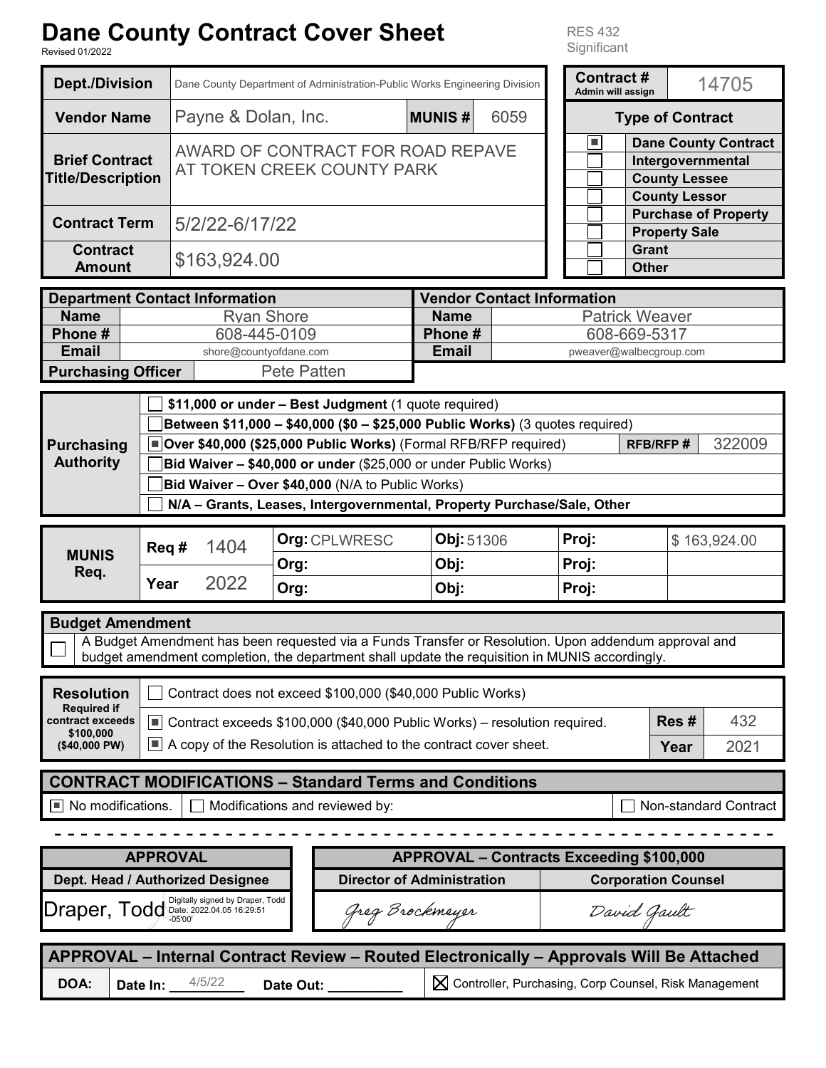# Dane County Contract Cover Sheet

Revised 01/2022

RES 432
Significant

| Dept./Division | Dane County Department of Administration-Public Works Engineering Division | | |
|---|---|---|---|
| **Vendor Name** | Payne & Dolan, Inc. | **MUNIS #** | 6059 |
| **Brief Contract Title/Description** | AWARD OF CONTRACT FOR ROAD REPAVE AT TOKEN CREEK COUNTY PARK | | |
| **Contract Term** | 5/2/22-6/17/22 | | |
| **Contract Amount** | $163,924.00 | | |

| Contract # (Admin will assign) | 14705 |
|---|---|
| **Type of Contract** | |
| ■ | **Dane County Contract** |
| ☐ | **Intergovernmental** |
| ☐ | **County Lessee** |
| ☐ | **County Lessor** |
| ☐ | **Purchase of Property** |
| ☐ | **Property Sale** |
| ☐ | **Grant** |
| ☐ | **Other** |

| Department Contact Information | | Vendor Contact Information | |
|---|---|---|---|
| **Name** | Ryan Shore | **Name** | Patrick Weaver |
| **Phone #** | 608-445-0109 | **Phone #** | 608-669-5317 |
| **Email** | shore@countyofdane.com | **Email** | pweaver@walbecgroup.com |
| **Purchasing Officer** | Pete Patten | | |

**Purchasing Authority**

- ☐ **$11,000 or under – Best Judgment** (1 quote required)
- ☐ **Between $11,000 – $40,000 ($0 – $25,000 Public Works)** (3 quotes required)
- ■ **Over $40,000 ($25,000 Public Works)** (Formal RFB/RFP required) — **RFB/RFP #** 322009
- ☐ **Bid Waiver – $40,000 or under** ($25,000 or under Public Works)
- ☐ **Bid Waiver – Over $40,000** (N/A to Public Works)
- ☐ **N/A – Grants, Leases, Intergovernmental, Property Purchase/Sale, Other**

| MUNIS Req. | | Org | Obj | Proj | Amount |
|---|---|---|---|---|---|
| **Req #** | 1404 | CPLWRESC | 51306 | | $ 163,924.00 |
| | | | | | |
| **Year** | 2022 | | | | |

**Budget Amendment**

☐ A Budget Amendment has been requested via a Funds Transfer or Resolution. Upon addendum approval and budget amendment completion, the department shall update the requisition in MUNIS accordingly.

**Resolution** (Required if contract exceeds $100,000 ($40,000 PW))

- ☐ Contract does not exceed $100,000 ($40,000 Public Works)
- ■ Contract exceeds $100,000 ($40,000 Public Works) – resolution required. — **Res #** 432
- ■ A copy of the Resolution is attached to the contract cover sheet. — **Year** 2021

**CONTRACT MODIFICATIONS – Standard Terms and Conditions**

■ No modifications. ☐ Modifications and reviewed by: ☐ Non-standard Contract

| APPROVAL | APPROVAL – Contracts Exceeding $100,000 | |
|---|---|---|
| **Dept. Head / Authorized Designee** | **Director of Administration** | **Corporation Counsel** |
| Draper, Todd (Digitally signed by Draper, Todd Date: 2022.04.05 16:29:51 -05'00') | Greg Brockmeyer | David Gault |

**APPROVAL – Internal Contract Review – Routed Electronically – Approvals Will Be Attached**

**DOA:** Date In: 4/5/22 Date Out: ________ ☒ Controller, Purchasing, Corp Counsel, Risk Management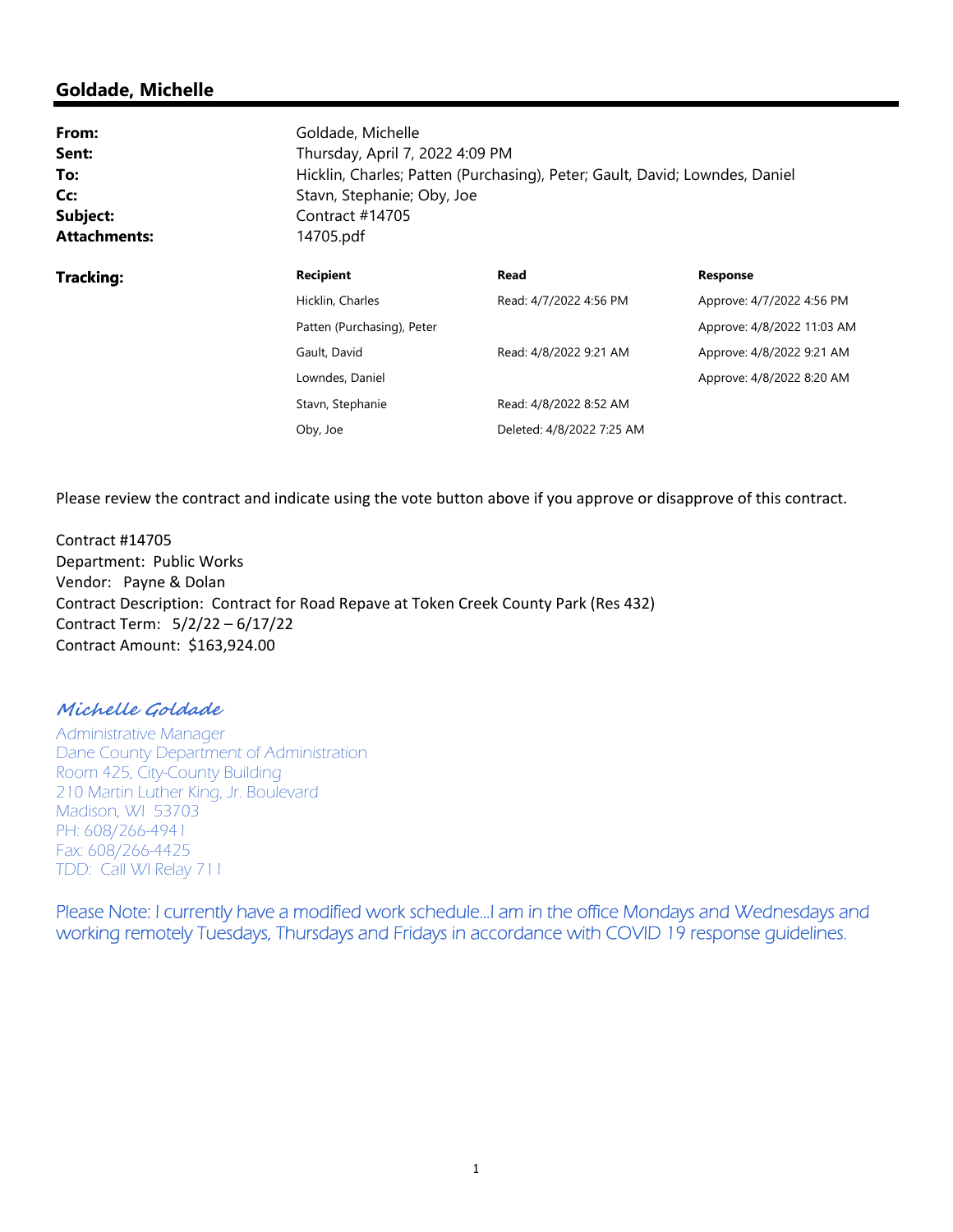## Goldade, Michelle

| | |
|---|---|
| **From:** | Goldade, Michelle |
| **Sent:** | Thursday, April 7, 2022 4:09 PM |
| **To:** | Hicklin, Charles; Patten (Purchasing), Peter; Gault, David; Lowndes, Daniel |
| **Cc:** | Stavn, Stephanie; Oby, Joe |
| **Subject:** | Contract #14705 |
| **Attachments:** | 14705.pdf |

**Tracking:**

| Recipient | Read | Response |
|---|---|---|
| Hicklin, Charles | Read: 4/7/2022 4:56 PM | Approve: 4/7/2022 4:56 PM |
| Patten (Purchasing), Peter | | Approve: 4/8/2022 11:03 AM |
| Gault, David | Read: 4/8/2022 9:21 AM | Approve: 4/8/2022 9:21 AM |
| Lowndes, Daniel | | Approve: 4/8/2022 8:20 AM |
| Stavn, Stephanie | Read: 4/8/2022 8:52 AM | |
| Oby, Joe | Deleted: 4/8/2022 7:25 AM | |

Please review the contract and indicate using the vote button above if you approve or disapprove of this contract.

Contract #14705
Department: Public Works
Vendor: Payne & Dolan
Contract Description: Contract for Road Repave at Token Creek County Park (Res 432)
Contract Term: 5/2/22 – 6/17/22
Contract Amount: $163,924.00

*Michelle Goldade*
Administrative Manager
Dane County Department of Administration
Room 425, City-County Building
210 Martin Luther King, Jr. Boulevard
Madison, WI 53703
PH: 608/266-4941
Fax: 608/266-4425
TDD: Call WI Relay 711

Please Note: I currently have a modified work schedule…I am in the office Mondays and Wednesdays and working remotely Tuesdays, Thursdays and Fridays in accordance with COVID 19 response guidelines.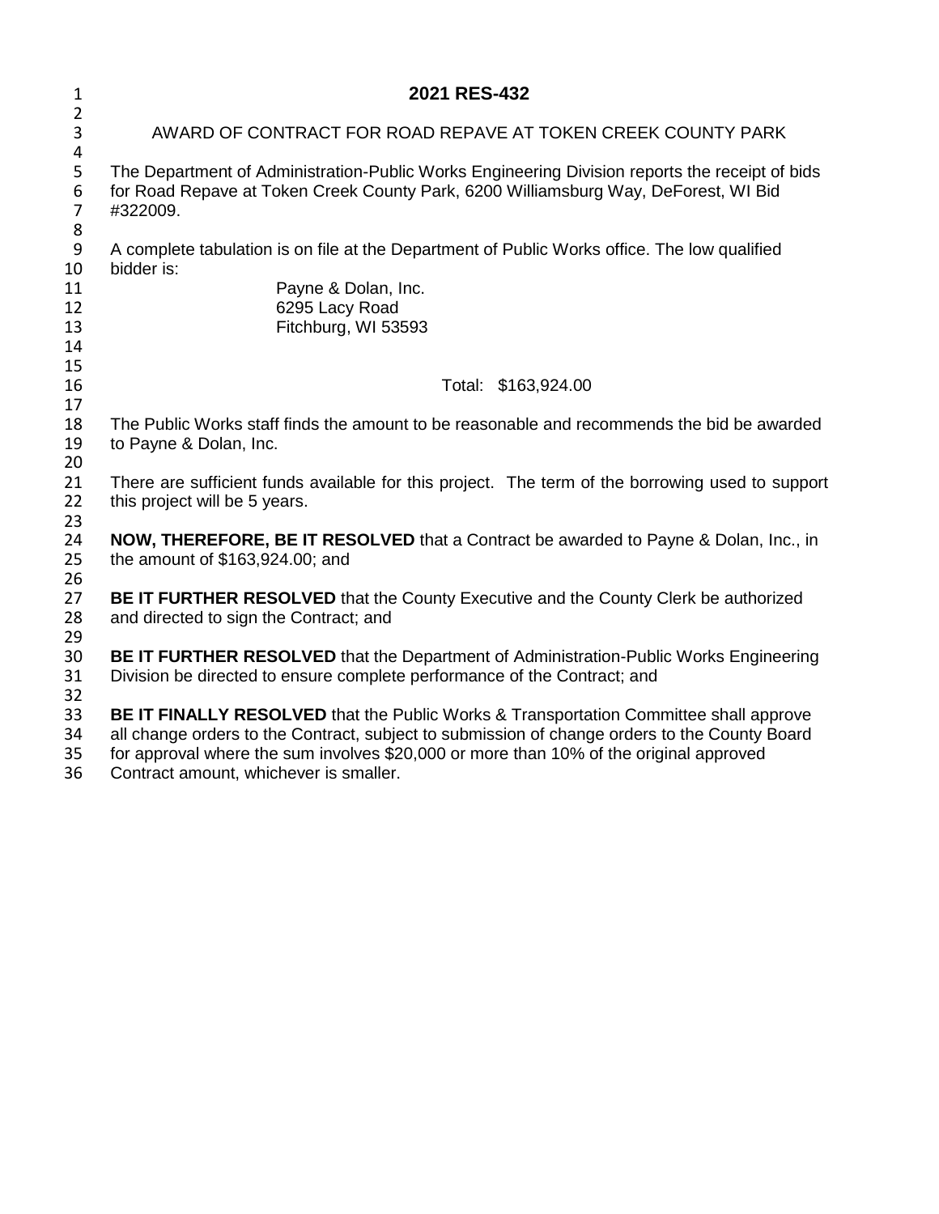# 2021 RES-432

AWARD OF CONTRACT FOR ROAD REPAVE AT TOKEN CREEK COUNTY PARK

The Department of Administration-Public Works Engineering Division reports the receipt of bids for Road Repave at Token Creek County Park, 6200 Williamsburg Way, DeForest, WI Bid #322009.

A complete tabulation is on file at the Department of Public Works office. The low qualified bidder is:

Payne & Dolan, Inc.
6295 Lacy Road
Fitchburg, WI 53593

Total: $163,924.00

The Public Works staff finds the amount to be reasonable and recommends the bid be awarded to Payne & Dolan, Inc.

There are sufficient funds available for this project. The term of the borrowing used to support this project will be 5 years.

**NOW, THEREFORE, BE IT RESOLVED** that a Contract be awarded to Payne & Dolan, Inc., in the amount of $163,924.00; and

**BE IT FURTHER RESOLVED** that the County Executive and the County Clerk be authorized and directed to sign the Contract; and

**BE IT FURTHER RESOLVED** that the Department of Administration-Public Works Engineering Division be directed to ensure complete performance of the Contract; and

**BE IT FINALLY RESOLVED** that the Public Works & Transportation Committee shall approve all change orders to the Contract, subject to submission of change orders to the County Board for approval where the sum involves $20,000 or more than 10% of the original approved Contract amount, whichever is smaller.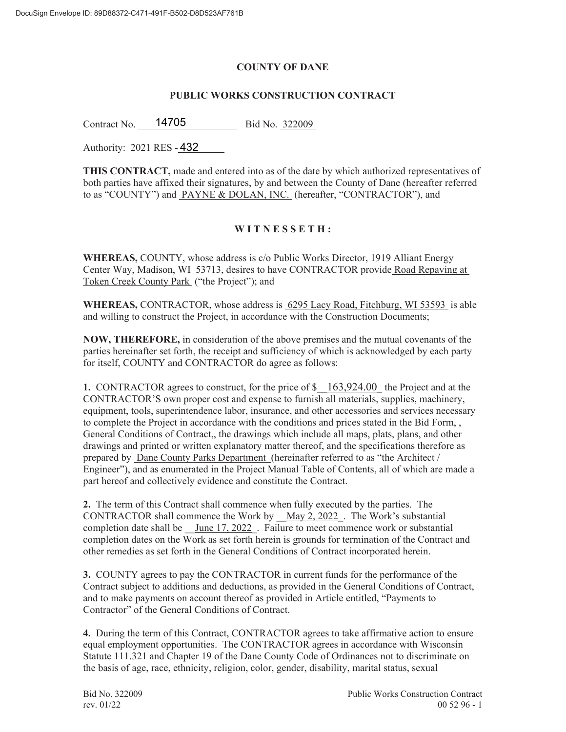DocuSign Envelope ID: 89D88372-C471-491F-B502-D8D523AF761B

**COUNTY OF DANE**

**PUBLIC WORKS CONSTRUCTION CONTRACT**

Contract No. 14705 Bid No. 322009

Authority: 2021 RES - 432

**THIS CONTRACT,** made and entered into as of the date by which authorized representatives of both parties have affixed their signatures, by and between the County of Dane (hereafter referred to as "COUNTY") and PAYNE & DOLAN, INC. (hereafter, "CONTRACTOR"), and

**W I T N E S S E T H :**

**WHEREAS,** COUNTY, whose address is c/o Public Works Director, 1919 Alliant Energy Center Way, Madison, WI 53713, desires to have CONTRACTOR provide Road Repaving at Token Creek County Park ("the Project"); and

**WHEREAS,** CONTRACTOR, whose address is 6295 Lacy Road, Fitchburg, WI 53593 is able and willing to construct the Project, in accordance with the Construction Documents;

**NOW, THEREFORE,** in consideration of the above premises and the mutual covenants of the parties hereinafter set forth, the receipt and sufficiency of which is acknowledged by each party for itself, COUNTY and CONTRACTOR do agree as follows:

**1.** CONTRACTOR agrees to construct, for the price of $ 163,924.00 the Project and at the CONTRACTOR'S own proper cost and expense to furnish all materials, supplies, machinery, equipment, tools, superintendence labor, insurance, and other accessories and services necessary to complete the Project in accordance with the conditions and prices stated in the Bid Form, , General Conditions of Contract,, the drawings which include all maps, plats, plans, and other drawings and printed or written explanatory matter thereof, and the specifications therefore as prepared by Dane County Parks Department (hereinafter referred to as "the Architect / Engineer"), and as enumerated in the Project Manual Table of Contents, all of which are made a part hereof and collectively evidence and constitute the Contract.

**2.** The term of this Contract shall commence when fully executed by the parties. The CONTRACTOR shall commence the Work by May 2, 2022. The Work's substantial completion date shall be June 17, 2022. Failure to meet commence work or substantial completion dates on the Work as set forth herein is grounds for termination of the Contract and other remedies as set forth in the General Conditions of Contract incorporated herein.

**3.** COUNTY agrees to pay the CONTRACTOR in current funds for the performance of the Contract subject to additions and deductions, as provided in the General Conditions of Contract, and to make payments on account thereof as provided in Article entitled, "Payments to Contractor" of the General Conditions of Contract.

**4.** During the term of this Contract, CONTRACTOR agrees to take affirmative action to ensure equal employment opportunities. The CONTRACTOR agrees in accordance with Wisconsin Statute 111.321 and Chapter 19 of the Dane County Code of Ordinances not to discriminate on the basis of age, race, ethnicity, religion, color, gender, disability, marital status, sexual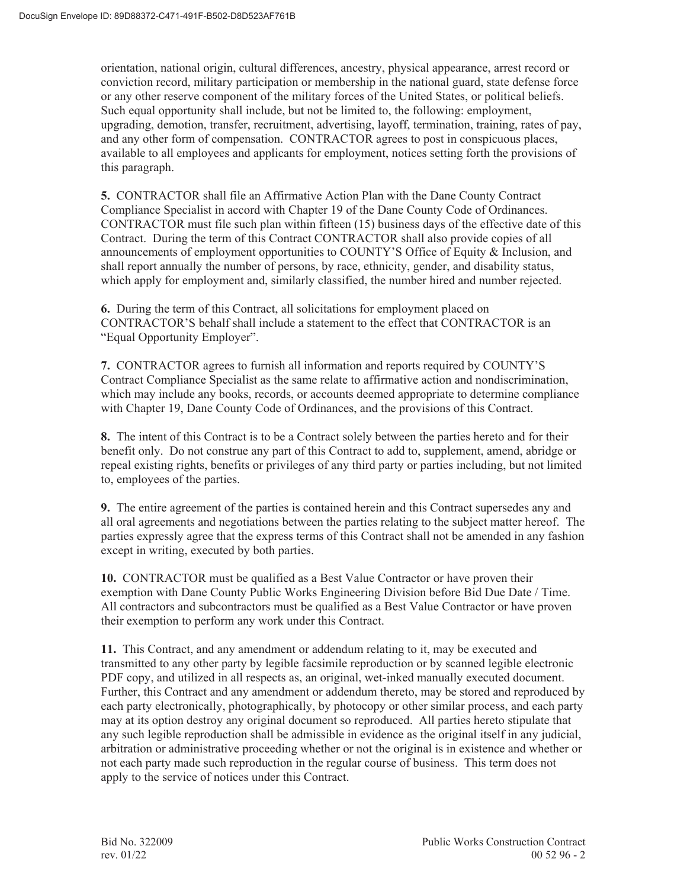orientation, national origin, cultural differences, ancestry, physical appearance, arrest record or conviction record, military participation or membership in the national guard, state defense force or any other reserve component of the military forces of the United States, or political beliefs. Such equal opportunity shall include, but not be limited to, the following: employment, upgrading, demotion, transfer, recruitment, advertising, layoff, termination, training, rates of pay, and any other form of compensation. CONTRACTOR agrees to post in conspicuous places, available to all employees and applicants for employment, notices setting forth the provisions of this paragraph.

**5.** CONTRACTOR shall file an Affirmative Action Plan with the Dane County Contract Compliance Specialist in accord with Chapter 19 of the Dane County Code of Ordinances. CONTRACTOR must file such plan within fifteen (15) business days of the effective date of this Contract. During the term of this Contract CONTRACTOR shall also provide copies of all announcements of employment opportunities to COUNTY'S Office of Equity & Inclusion, and shall report annually the number of persons, by race, ethnicity, gender, and disability status, which apply for employment and, similarly classified, the number hired and number rejected.

**6.** During the term of this Contract, all solicitations for employment placed on CONTRACTOR'S behalf shall include a statement to the effect that CONTRACTOR is an "Equal Opportunity Employer".

**7.** CONTRACTOR agrees to furnish all information and reports required by COUNTY'S Contract Compliance Specialist as the same relate to affirmative action and nondiscrimination, which may include any books, records, or accounts deemed appropriate to determine compliance with Chapter 19, Dane County Code of Ordinances, and the provisions of this Contract.

**8.** The intent of this Contract is to be a Contract solely between the parties hereto and for their benefit only. Do not construe any part of this Contract to add to, supplement, amend, abridge or repeal existing rights, benefits or privileges of any third party or parties including, but not limited to, employees of the parties.

**9.** The entire agreement of the parties is contained herein and this Contract supersedes any and all oral agreements and negotiations between the parties relating to the subject matter hereof. The parties expressly agree that the express terms of this Contract shall not be amended in any fashion except in writing, executed by both parties.

**10.** CONTRACTOR must be qualified as a Best Value Contractor or have proven their exemption with Dane County Public Works Engineering Division before Bid Due Date / Time. All contractors and subcontractors must be qualified as a Best Value Contractor or have proven their exemption to perform any work under this Contract.

**11.** This Contract, and any amendment or addendum relating to it, may be executed and transmitted to any other party by legible facsimile reproduction or by scanned legible electronic PDF copy, and utilized in all respects as, an original, wet-inked manually executed document. Further, this Contract and any amendment or addendum thereto, may be stored and reproduced by each party electronically, photographically, by photocopy or other similar process, and each party may at its option destroy any original document so reproduced. All parties hereto stipulate that any such legible reproduction shall be admissible in evidence as the original itself in any judicial, arbitration or administrative proceeding whether or not the original is in existence and whether or not each party made such reproduction in the regular course of business. This term does not apply to the service of notices under this Contract.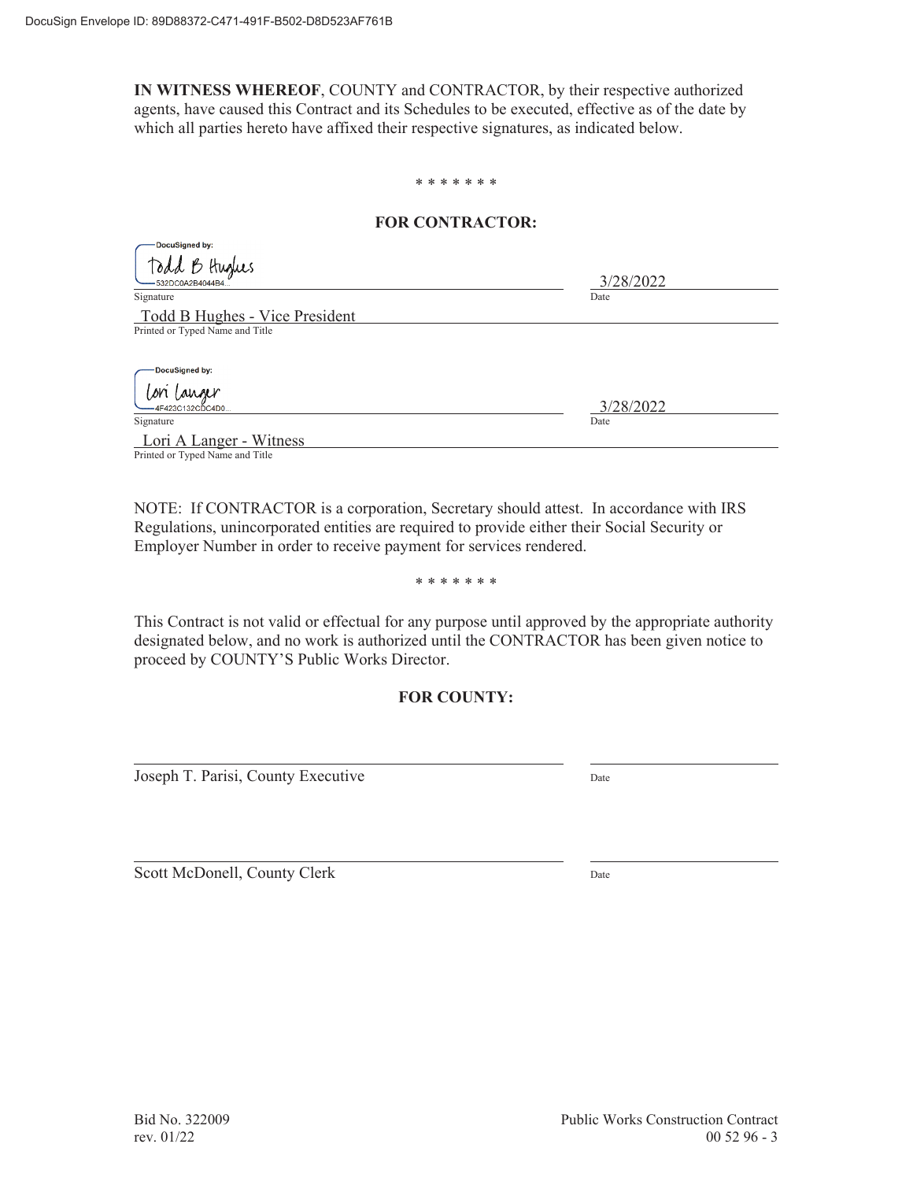DocuSign Envelope ID: 89D88372-C471-491F-B502-D8D523AF761B

**IN WITNESS WHEREOF**, COUNTY and CONTRACTOR, by their respective authorized agents, have caused this Contract and its Schedules to be executed, effective as of the date by which all parties hereto have affixed their respective signatures, as indicated below.

\* \* \* \* \* \* \*

**FOR CONTRACTOR:**

DocuSigned by: Todd B Hughes
532DC0A2B4044B4...

Signature — Date: 3/28/2022

Todd B Hughes - Vice President
Printed or Typed Name and Title

DocuSigned by: Lori Langer
4F423C132CDC4D0...

Signature — Date: 3/28/2022

Lori A Langer - Witness
Printed or Typed Name and Title

NOTE: If CONTRACTOR is a corporation, Secretary should attest. In accordance with IRS Regulations, unincorporated entities are required to provide either their Social Security or Employer Number in order to receive payment for services rendered.

\* \* \* \* \* \* \*

This Contract is not valid or effectual for any purpose until approved by the appropriate authority designated below, and no work is authorized until the CONTRACTOR has been given notice to proceed by COUNTY'S Public Works Director.

**FOR COUNTY:**

\_\_\_\_\_\_\_\_\_\_\_\_\_\_\_\_\_\_\_\_\_\_\_\_\_\_\_\_\_\_ \_\_\_\_\_\_\_\_\_\_\_\_\_\_
Joseph T. Parisi, County Executive — Date

\_\_\_\_\_\_\_\_\_\_\_\_\_\_\_\_\_\_\_\_\_\_\_\_\_\_\_\_\_\_ \_\_\_\_\_\_\_\_\_\_\_\_\_\_
Scott McDonell, County Clerk — Date

Bid No. 322009
rev. 01/22

Public Works Construction Contract
00 52 96 - 3